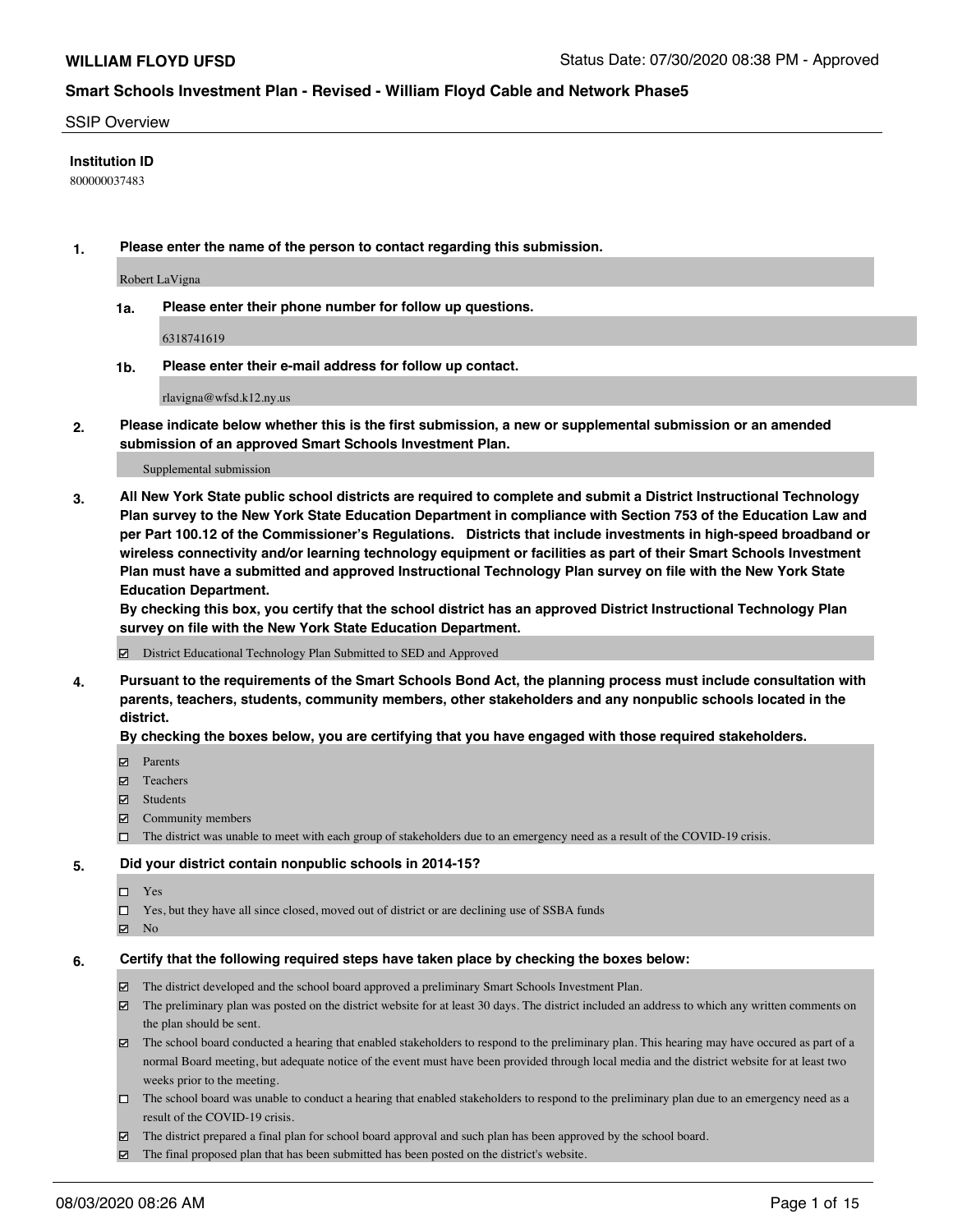**WILLIAM FLOYD UFSD** Status Date: 07/30/2020 08:38 PM - Approved

## Smart Schools Investment Plan - Revised - William Floyd Cable and Network Phase5

SSIP Overview

**Institution ID**

800000037483

**1. Please enter the name of the person to contact regarding this submission.**

Robert LaVigna

**1a. Please enter their phone number for follow up questions.**

6318741619

**1b. Please enter their e-mail address for follow up contact.**

rlavigna@wfsd.k12.ny.us

**2. Please indicate below whether this is the first submission, a new or supplemental submission or an amended submission of an approved Smart Schools Investment Plan.**

Supplemental submission

**3. All New York State public school districts are required to complete and submit a District Instructional Technology Plan survey to the New York State Education Department in compliance with Section 753 of the Education Law and per Part 100.12 of the Commissioner's Regulations. Districts that include investments in high-speed broadband or wireless connectivity and/or learning technology equipment or facilities as part of their Smart Schools Investment Plan must have a submitted and approved Instructional Technology Plan survey on file with the New York State Education Department.**
**By checking this box, you certify that the school district has an approved District Instructional Technology Plan survey on file with the New York State Education Department.**

- ☑ District Educational Technology Plan Submitted to SED and Approved

**4. Pursuant to the requirements of the Smart Schools Bond Act, the planning process must include consultation with parents, teachers, students, community members, other stakeholders and any nonpublic schools located in the district.**
**By checking the boxes below, you are certifying that you have engaged with those required stakeholders.**

- ☑ Parents
- ☑ Teachers
- ☑ Students
- ☑ Community members
- ☐ The district was unable to meet with each group of stakeholders due to an emergency need as a result of the COVID-19 crisis.

**5. Did your district contain nonpublic schools in 2014-15?**

- ☐ Yes
- ☐ Yes, but they have all since closed, moved out of district or are declining use of SSBA funds
- ☑ No

**6. Certify that the following required steps have taken place by checking the boxes below:**

- ☑ The district developed and the school board approved a preliminary Smart Schools Investment Plan.
- ☑ The preliminary plan was posted on the district website for at least 30 days. The district included an address to which any written comments on the plan should be sent.
- ☑ The school board conducted a hearing that enabled stakeholders to respond to the preliminary plan. This hearing may have occured as part of a normal Board meeting, but adequate notice of the event must have been provided through local media and the district website for at least two weeks prior to the meeting.
- ☐ The school board was unable to conduct a hearing that enabled stakeholders to respond to the preliminary plan due to an emergency need as a result of the COVID-19 crisis.
- ☑ The district prepared a final plan for school board approval and such plan has been approved by the school board.
- ☑ The final proposed plan that has been submitted has been posted on the district's website.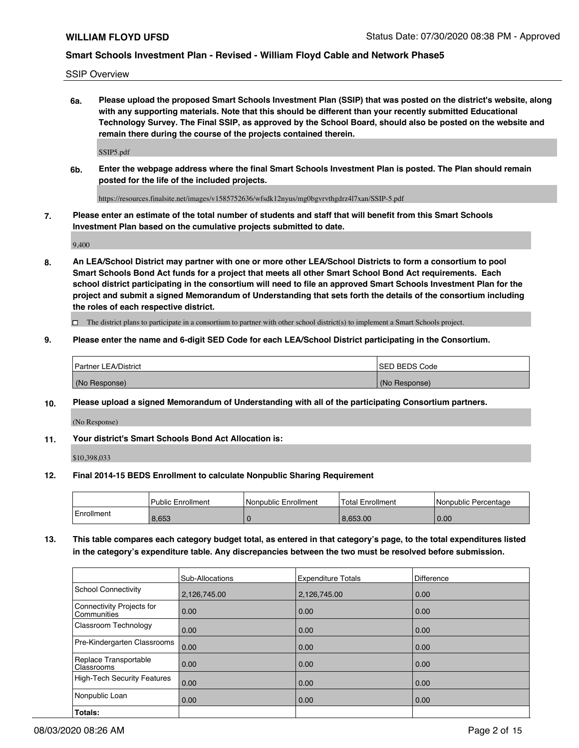SSIP Overview

**6a. Please upload the proposed Smart Schools Investment Plan (SSIP) that was posted on the district's website, along with any supporting materials. Note that this should be different than your recently submitted Educational Technology Survey. The Final SSIP, as approved by the School Board, should also be posted on the website and remain there during the course of the projects contained therein.**

SSIP5.pdf

**6b. Enter the webpage address where the final Smart Schools Investment Plan is posted. The Plan should remain posted for the life of the included projects.**

https://resources.finalsite.net/images/v1585752636/wfsdk12nyus/mg0bgvrvthgdrz4l7xan/SSIP-5.pdf

**7. Please enter an estimate of the total number of students and staff that will benefit from this Smart Schools Investment Plan based on the cumulative projects submitted to date.**

9,400

**8. An LEA/School District may partner with one or more other LEA/School Districts to form a consortium to pool Smart Schools Bond Act funds for a project that meets all other Smart School Bond Act requirements. Each school district participating in the consortium will need to file an approved Smart Schools Investment Plan for the project and submit a signed Memorandum of Understanding that sets forth the details of the consortium including the roles of each respective district.**

☐ The district plans to participate in a consortium to partner with other school district(s) to implement a Smart Schools project.

**9. Please enter the name and 6-digit SED Code for each LEA/School District participating in the Consortium.**

| Partner LEA/District | SED BEDS Code |
|---|---|
| (No Response) | (No Response) |

**10. Please upload a signed Memorandum of Understanding with all of the participating Consortium partners.**

(No Response)

**11. Your district's Smart Schools Bond Act Allocation is:**

$10,398,033

**12. Final 2014-15 BEDS Enrollment to calculate Nonpublic Sharing Requirement**

| | Public Enrollment | Nonpublic Enrollment | Total Enrollment | Nonpublic Percentage |
|---|---|---|---|---|
| Enrollment | 8,653 | 0 | 8,653.00 | 0.00 |

**13. This table compares each category budget total, as entered in that category's page, to the total expenditures listed in the category's expenditure table. Any discrepancies between the two must be resolved before submission.**

| | Sub-Allocations | Expenditure Totals | Difference |
|---|---|---|---|
| School Connectivity | 2,126,745.00 | 2,126,745.00 | 0.00 |
| Connectivity Projects for Communities | 0.00 | 0.00 | 0.00 |
| Classroom Technology | 0.00 | 0.00 | 0.00 |
| Pre-Kindergarten Classrooms | 0.00 | 0.00 | 0.00 |
| Replace Transportable Classrooms | 0.00 | 0.00 | 0.00 |
| High-Tech Security Features | 0.00 | 0.00 | 0.00 |
| Nonpublic Loan | 0.00 | 0.00 | 0.00 |
| **Totals:** | | | |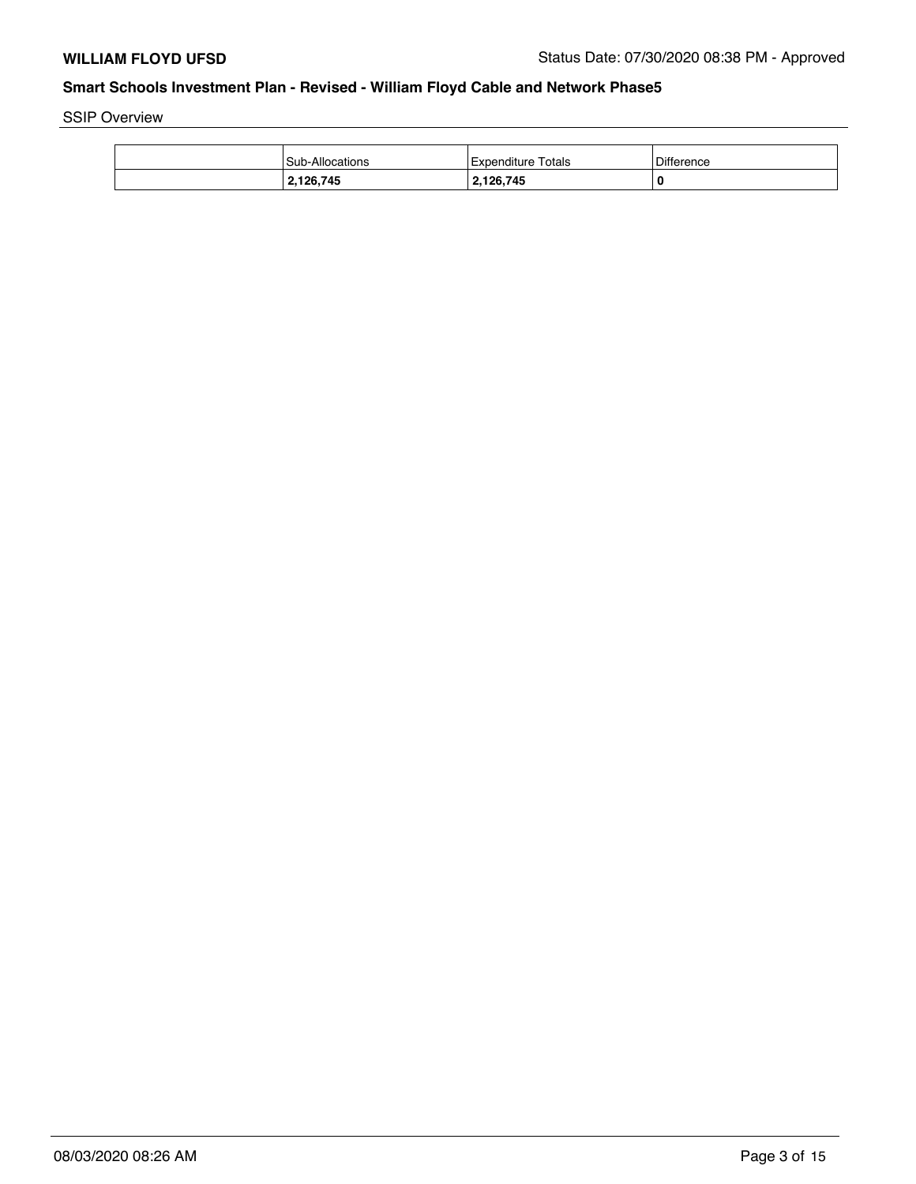SSIP Overview

| | Sub-Allocations | Expenditure Totals | Difference |
|---|---|---|---|
| | **2,126,745** | **2,126,745** | **0** |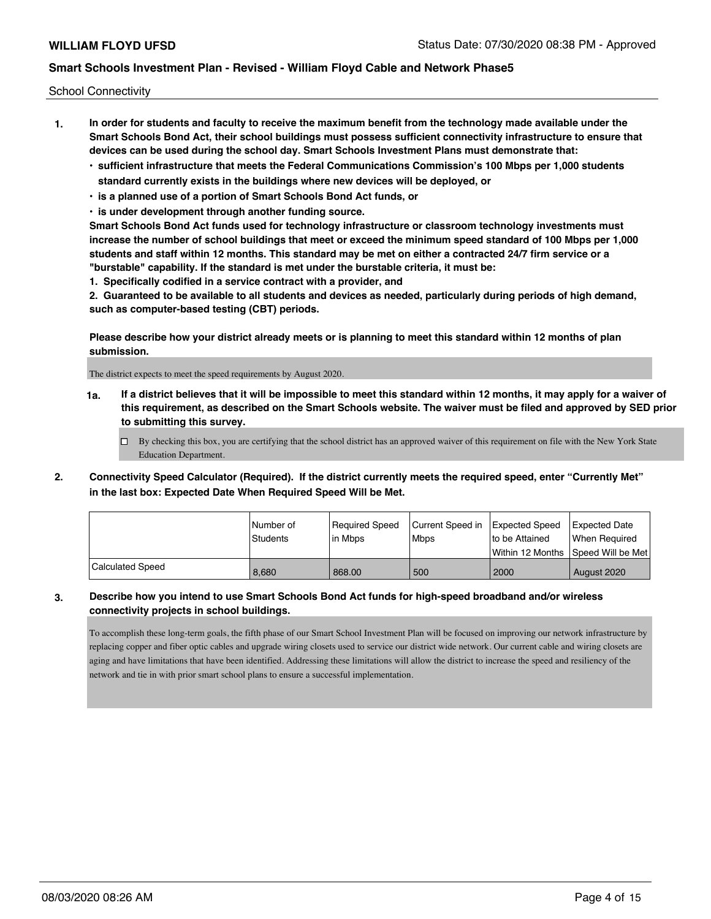School Connectivity

1. **In order for students and faculty to receive the maximum benefit from the technology made available under the Smart Schools Bond Act, their school buildings must possess sufficient connectivity infrastructure to ensure that devices can be used during the school day. Smart Schools Investment Plans must demonstrate that:**
   - **sufficient infrastructure that meets the Federal Communications Commission's 100 Mbps per 1,000 students standard currently exists in the buildings where new devices will be deployed, or**
   - **is a planned use of a portion of Smart Schools Bond Act funds, or**
   - **is under development through another funding source.**

   **Smart Schools Bond Act funds used for technology infrastructure or classroom technology investments must increase the number of school buildings that meet or exceed the minimum speed standard of 100 Mbps per 1,000 students and staff within 12 months. This standard may be met on either a contracted 24/7 firm service or a "burstable" capability. If the standard is met under the burstable criteria, it must be:**

   **1. Specifically codified in a service contract with a provider, and**

   **2. Guaranteed to be available to all students and devices as needed, particularly during periods of high demand, such as computer-based testing (CBT) periods.**

   **Please describe how your district already meets or is planning to meet this standard within 12 months of plan submission.**

   The district expects to meet the speed requirements by August 2020.

   **1a. If a district believes that it will be impossible to meet this standard within 12 months, it may apply for a waiver of this requirement, as described on the Smart Schools website. The waiver must be filed and approved by SED prior to submitting this survey.**

   ☐ By checking this box, you are certifying that the school district has an approved waiver of this requirement on file with the New York State Education Department.

2. **Connectivity Speed Calculator (Required). If the district currently meets the required speed, enter "Currently Met" in the last box: Expected Date When Required Speed Will be Met.**

|  | Number of Students | Required Speed in Mbps | Current Speed in Mbps | Expected Speed to be Attained Within 12 Months | Expected Date When Required Speed Will be Met |
|---|---|---|---|---|---|
| Calculated Speed | 8,680 | 868.00 | 500 | 2000 | August 2020 |

3. **Describe how you intend to use Smart Schools Bond Act funds for high-speed broadband and/or wireless connectivity projects in school buildings.**

   To accomplish these long-term goals, the fifth phase of our Smart School Investment Plan will be focused on improving our network infrastructure by replacing copper and fiber optic cables and upgrade wiring closets used to service our district wide network. Our current cable and wiring closets are aging and have limitations that have been identified. Addressing these limitations will allow the district to increase the speed and resiliency of the network and tie in with prior smart school plans to ensure a successful implementation.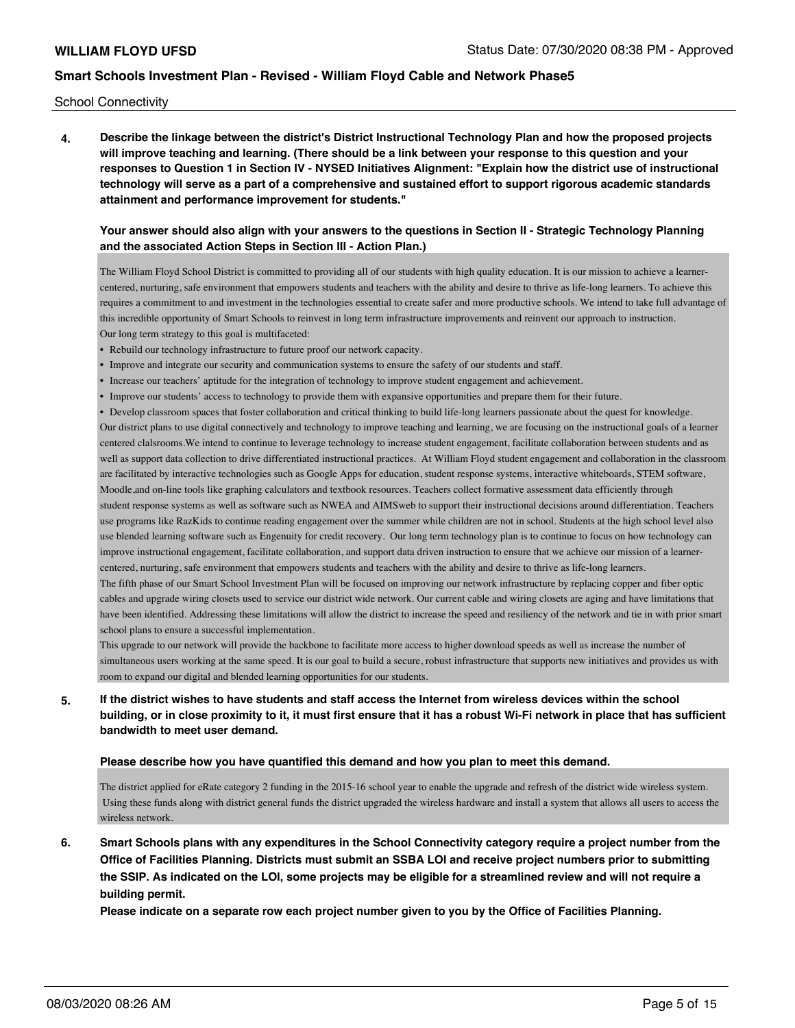School Connectivity

**4. Describe the linkage between the district's District Instructional Technology Plan and how the proposed projects will improve teaching and learning. (There should be a link between your response to this question and your responses to Question 1 in Section IV - NYSED Initiatives Alignment: "Explain how the district use of instructional technology will serve as a part of a comprehensive and sustained effort to support rigorous academic standards attainment and performance improvement for students."**

**Your answer should also align with your answers to the questions in Section II - Strategic Technology Planning and the associated Action Steps in Section III - Action Plan.)**

The William Floyd School District is committed to providing all of our students with high quality education. It is our mission to achieve a learner-centered, nurturing, safe environment that empowers students and teachers with the ability and desire to thrive as life-long learners. To achieve this requires a commitment to and investment in the technologies essential to create safer and more productive schools. We intend to take full advantage of this incredible opportunity of Smart Schools to reinvest in long term infrastructure improvements and reinvent our approach to instruction.
Our long term strategy to this goal is multifaceted:

- Rebuild our technology infrastructure to future proof our network capacity.
- Improve and integrate our security and communication systems to ensure the safety of our students and staff.
- Increase our teachers' aptitude for the integration of technology to improve student engagement and achievement.
- Improve our students' access to technology to provide them with expansive opportunities and prepare them for their future.
- Develop classroom spaces that foster collaboration and critical thinking to build life-long learners passionate about the quest for knowledge.

Our district plans to use digital connectively and technology to improve teaching and learning, we are focusing on the instructional goals of a learner centered clalsrooms.We intend to continue to leverage technology to increase student engagement, facilitate collaboration between students and as well as support data collection to drive differentiated instructional practices. At William Floyd student engagement and collaboration in the classroom are facilitated by interactive technologies such as Google Apps for education, student response systems, interactive whiteboards, STEM software, Moodle,and on-line tools like graphing calculators and textbook resources. Teachers collect formative assessment data efficiently through student response systems as well as software such as NWEA and AIMSweb to support their instructional decisions around differentiation. Teachers use programs like RazKids to continue reading engagement over the summer while children are not in school. Students at the high school level also use blended learning software such as Engenuity for credit recovery. Our long term technology plan is to continue to focus on how technology can improve instructional engagement, facilitate collaboration, and support data driven instruction to ensure that we achieve our mission of a learner-centered, nurturing, safe environment that empowers students and teachers with the ability and desire to thrive as life-long learners.
The fifth phase of our Smart School Investment Plan will be focused on improving our network infrastructure by replacing copper and fiber optic cables and upgrade wiring closets used to service our district wide network. Our current cable and wiring closets are aging and have limitations that have been identified. Addressing these limitations will allow the district to increase the speed and resiliency of the network and tie in with prior smart school plans to ensure a successful implementation.
This upgrade to our network will provide the backbone to facilitate more access to higher download speeds as well as increase the number of simultaneous users working at the same speed. It is our goal to build a secure, robust infrastructure that supports new initiatives and provides us with room to expand our digital and blended learning opportunities for our students.

**5. If the district wishes to have students and staff access the Internet from wireless devices within the school building, or in close proximity to it, it must first ensure that it has a robust Wi-Fi network in place that has sufficient bandwidth to meet user demand.**

**Please describe how you have quantified this demand and how you plan to meet this demand.**

The district applied for eRate category 2 funding in the 2015-16 school year to enable the upgrade and refresh of the district wide wireless system. Using these funds along with district general funds the district upgraded the wireless hardware and install a system that allows all users to access the wireless network.

**6. Smart Schools plans with any expenditures in the School Connectivity category require a project number from the Office of Facilities Planning. Districts must submit an SSBA LOI and receive project numbers prior to submitting the SSIP. As indicated on the LOI, some projects may be eligible for a streamlined review and will not require a building permit.**
**Please indicate on a separate row each project number given to you by the Office of Facilities Planning.**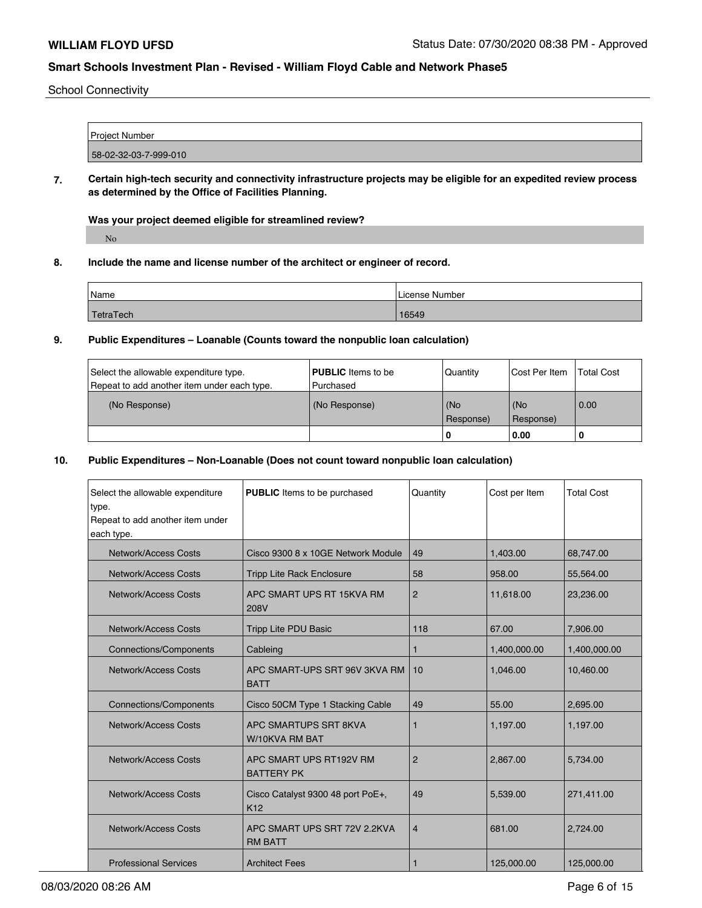School Connectivity

| Project Number |
| --- |
| 58-02-32-03-7-999-010 |

**7. Certain high-tech security and connectivity infrastructure projects may be eligible for an expedited review process as determined by the Office of Facilities Planning.**

**Was your project deemed eligible for streamlined review?**

No

**8. Include the name and license number of the architect or engineer of record.**

| Name | License Number |
| --- | --- |
| TetraTech | 16549 |

**9. Public Expenditures – Loanable (Counts toward the nonpublic loan calculation)**

| Select the allowable expenditure type. Repeat to add another item under each type. | **PUBLIC** Items to be Purchased | Quantity | Cost Per Item | Total Cost |
| --- | --- | --- | --- | --- |
| (No Response) | (No Response) | (No Response) | (No Response) | 0.00 |
| | | **0** | **0.00** | **0** |

**10. Public Expenditures – Non-Loanable (Does not count toward nonpublic loan calculation)**

| Select the allowable expenditure type. Repeat to add another item under each type. | **PUBLIC** Items to be purchased | Quantity | Cost per Item | Total Cost |
| --- | --- | --- | --- | --- |
| Network/Access Costs | Cisco 9300 8 x 10GE Network Module | 49 | 1,403.00 | 68,747.00 |
| Network/Access Costs | Tripp Lite Rack Enclosure | 58 | 958.00 | 55,564.00 |
| Network/Access Costs | APC SMART UPS RT 15KVA RM 208V | 2 | 11,618.00 | 23,236.00 |
| Network/Access Costs | Tripp Lite PDU Basic | 118 | 67.00 | 7,906.00 |
| Connections/Components | Cableing | 1 | 1,400,000.00 | 1,400,000.00 |
| Network/Access Costs | APC SMART-UPS SRT 96V 3KVA RM BATT | 10 | 1,046.00 | 10,460.00 |
| Connections/Components | Cisco 50CM Type 1 Stacking Cable | 49 | 55.00 | 2,695.00 |
| Network/Access Costs | APC SMARTUPS SRT 8KVA W/10KVA RM BAT | 1 | 1,197.00 | 1,197.00 |
| Network/Access Costs | APC SMART UPS RT192V RM BATTERY PK | 2 | 2,867.00 | 5,734.00 |
| Network/Access Costs | Cisco Catalyst 9300 48 port PoE+, K12 | 49 | 5,539.00 | 271,411.00 |
| Network/Access Costs | APC SMART UPS SRT 72V 2.2KVA RM BATT | 4 | 681.00 | 2,724.00 |
| Professional Services | Architect Fees | 1 | 125,000.00 | 125,000.00 |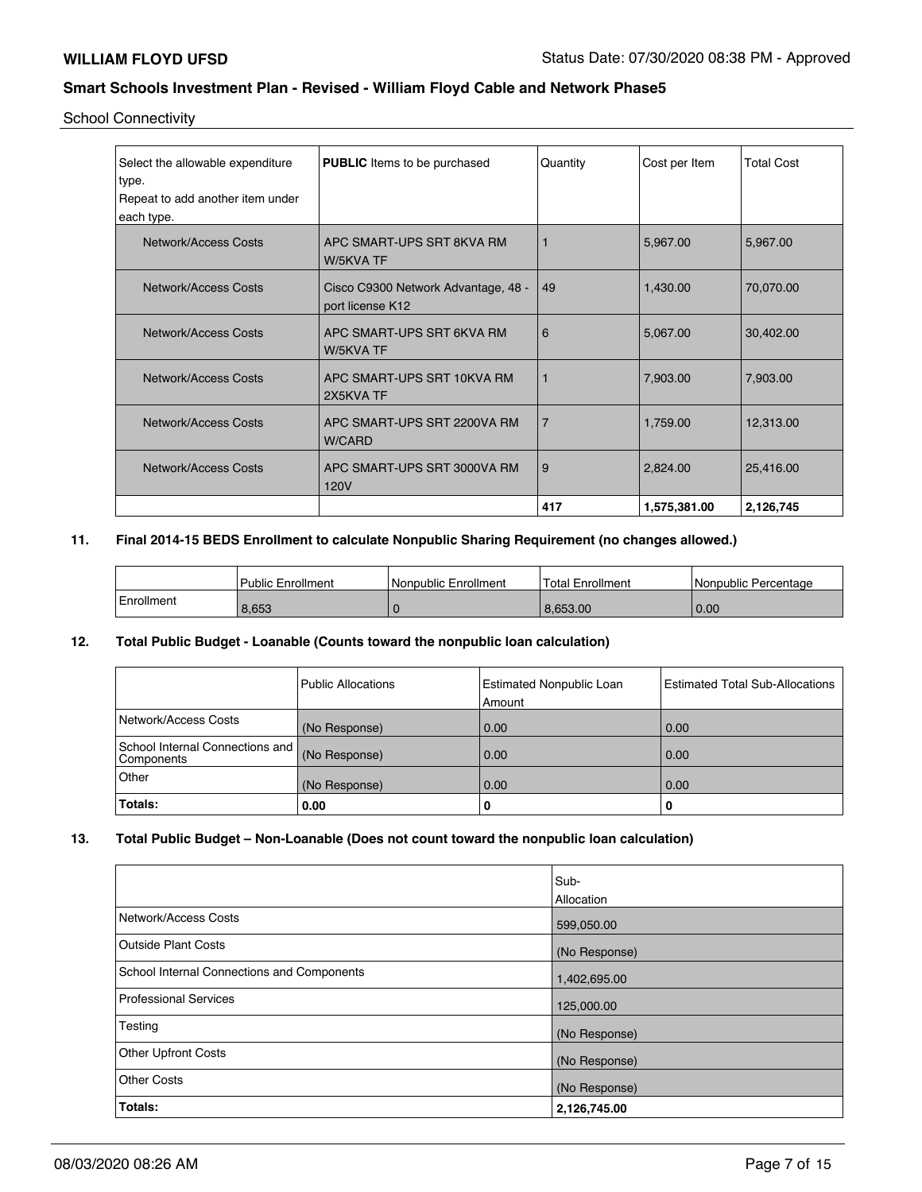School Connectivity

| Select the allowable expenditure type. Repeat to add another item under each type. | **PUBLIC** Items to be purchased | Quantity | Cost per Item | Total Cost |
|---|---|---|---|---|
| Network/Access Costs | APC SMART-UPS SRT 8KVA RM W/5KVA TF | 1 | 5,967.00 | 5,967.00 |
| Network/Access Costs | Cisco C9300 Network Advantage, 48 - port license K12 | 49 | 1,430.00 | 70,070.00 |
| Network/Access Costs | APC SMART-UPS SRT 6KVA RM W/5KVA TF | 6 | 5,067.00 | 30,402.00 |
| Network/Access Costs | APC SMART-UPS SRT 10KVA RM 2X5KVA TF | 1 | 7,903.00 | 7,903.00 |
| Network/Access Costs | APC SMART-UPS SRT 2200VA RM W/CARD | 7 | 1,759.00 | 12,313.00 |
| Network/Access Costs | APC SMART-UPS SRT 3000VA RM 120V | 9 | 2,824.00 | 25,416.00 |
| | | **417** | **1,575,381.00** | **2,126,745** |

**11. Final 2014-15 BEDS Enrollment to calculate Nonpublic Sharing Requirement (no changes allowed.)**

| | Public Enrollment | Nonpublic Enrollment | Total Enrollment | Nonpublic Percentage |
|---|---|---|---|---|
| Enrollment | 8,653 | 0 | 8,653.00 | 0.00 |

**12. Total Public Budget - Loanable (Counts toward the nonpublic loan calculation)**

| | Public Allocations | Estimated Nonpublic Loan Amount | Estimated Total Sub-Allocations |
|---|---|---|---|
| Network/Access Costs | (No Response) | 0.00 | 0.00 |
| School Internal Connections and Components | (No Response) | 0.00 | 0.00 |
| Other | (No Response) | 0.00 | 0.00 |
| **Totals:** | **0.00** | **0** | **0** |

**13. Total Public Budget – Non-Loanable (Does not count toward the nonpublic loan calculation)**

| | Sub-Allocation |
|---|---|
| Network/Access Costs | 599,050.00 |
| Outside Plant Costs | (No Response) |
| School Internal Connections and Components | 1,402,695.00 |
| Professional Services | 125,000.00 |
| Testing | (No Response) |
| Other Upfront Costs | (No Response) |
| Other Costs | (No Response) |
| **Totals:** | **2,126,745.00** |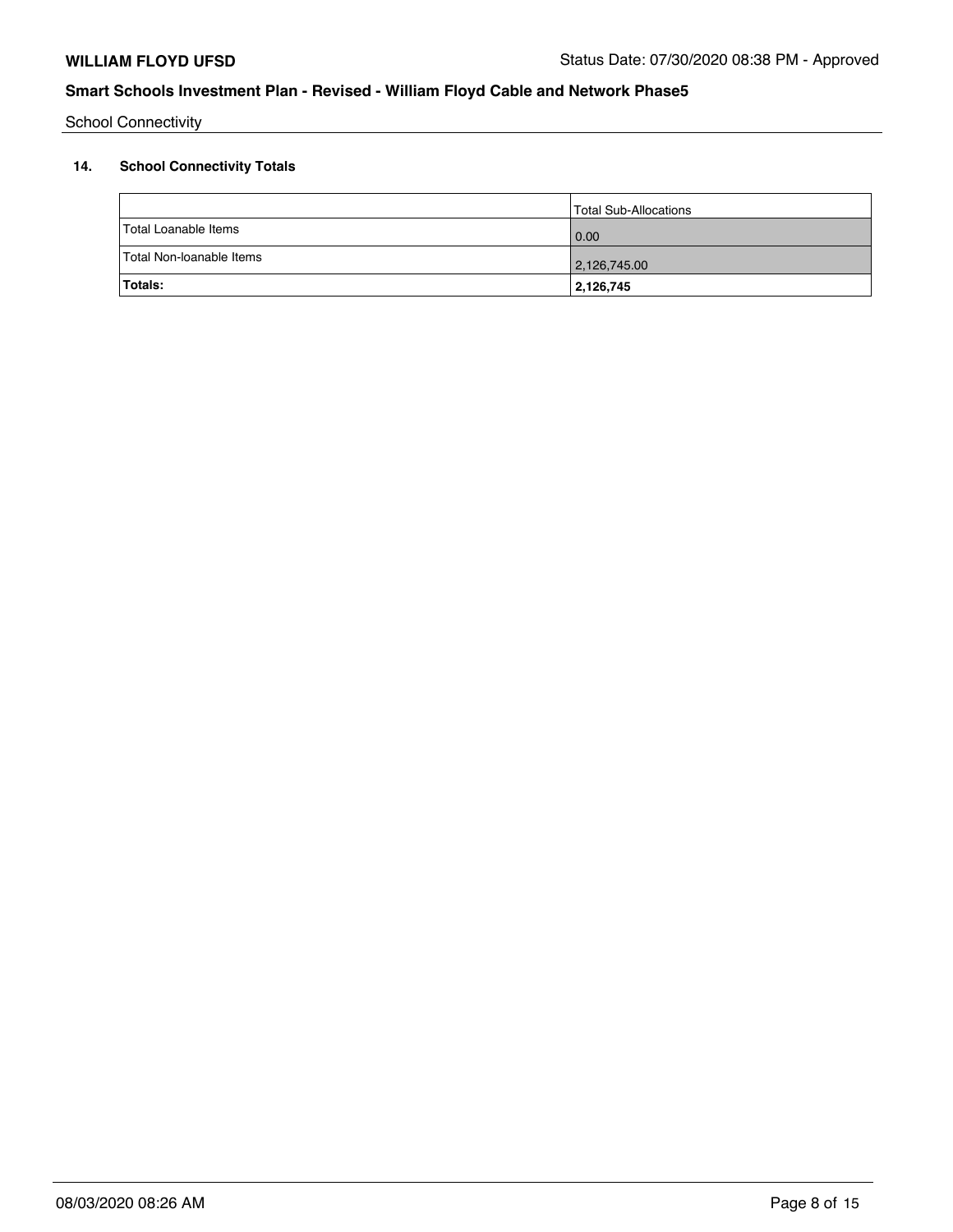School Connectivity

## 14. School Connectivity Totals

| | Total Sub-Allocations |
|---|---|
| Total Loanable Items | 0.00 |
| Total Non-loanable Items | 2,126,745.00 |
| **Totals:** | **2,126,745** |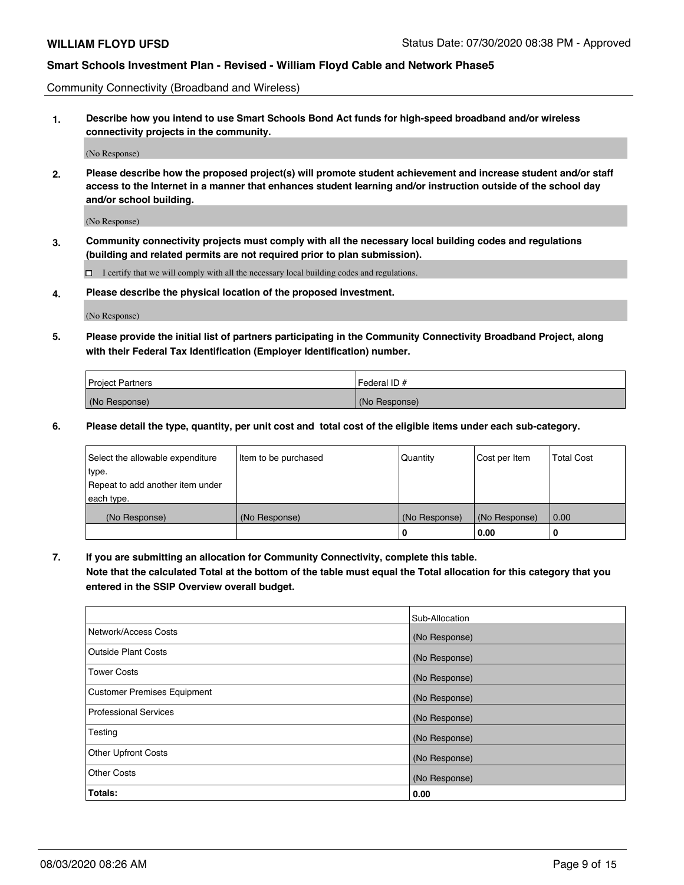Community Connectivity (Broadband and Wireless)

**1. Describe how you intend to use Smart Schools Bond Act funds for high-speed broadband and/or wireless connectivity projects in the community.**

(No Response)

**2. Please describe how the proposed project(s) will promote student achievement and increase student and/or staff access to the Internet in a manner that enhances student learning and/or instruction outside of the school day and/or school building.**

(No Response)

**3. Community connectivity projects must comply with all the necessary local building codes and regulations (building and related permits are not required prior to plan submission).**

☐ I certify that we will comply with all the necessary local building codes and regulations.

**4. Please describe the physical location of the proposed investment.**

(No Response)

**5. Please provide the initial list of partners participating in the Community Connectivity Broadband Project, along with their Federal Tax Identification (Employer Identification) number.**

| Project Partners | Federal ID # |
|---|---|
| (No Response) | (No Response) |

**6. Please detail the type, quantity, per unit cost and total cost of the eligible items under each sub-category.**

| Select the allowable expenditure type. Repeat to add another item under each type. | Item to be purchased | Quantity | Cost per Item | Total Cost |
|---|---|---|---|---|
| (No Response) | (No Response) | (No Response) | (No Response) | 0.00 |
| | | 0 | 0.00 | 0 |

**7. If you are submitting an allocation for Community Connectivity, complete this table. Note that the calculated Total at the bottom of the table must equal the Total allocation for this category that you entered in the SSIP Overview overall budget.**

| | Sub-Allocation |
|---|---|
| Network/Access Costs | (No Response) |
| Outside Plant Costs | (No Response) |
| Tower Costs | (No Response) |
| Customer Premises Equipment | (No Response) |
| Professional Services | (No Response) |
| Testing | (No Response) |
| Other Upfront Costs | (No Response) |
| Other Costs | (No Response) |
| **Totals:** | **0.00** |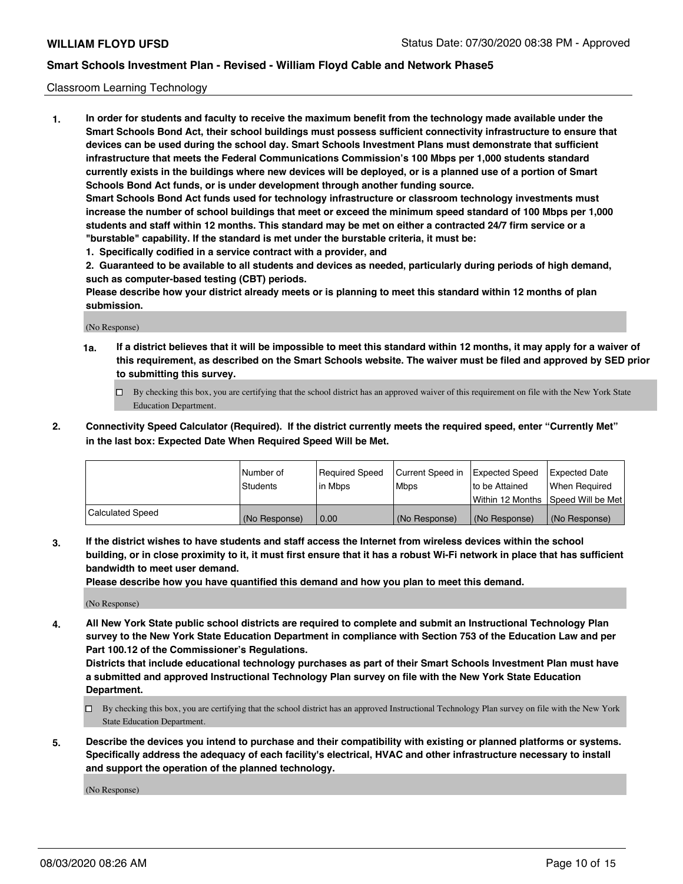## Classroom Learning Technology

**1. In order for students and faculty to receive the maximum benefit from the technology made available under the Smart Schools Bond Act, their school buildings must possess sufficient connectivity infrastructure to ensure that devices can be used during the school day. Smart Schools Investment Plans must demonstrate that sufficient infrastructure that meets the Federal Communications Commission's 100 Mbps per 1,000 students standard currently exists in the buildings where new devices will be deployed, or is a planned use of a portion of Smart Schools Bond Act funds, or is under development through another funding source.**

**Smart Schools Bond Act funds used for technology infrastructure or classroom technology investments must increase the number of school buildings that meet or exceed the minimum speed standard of 100 Mbps per 1,000 students and staff within 12 months. This standard may be met on either a contracted 24/7 firm service or a "burstable" capability. If the standard is met under the burstable criteria, it must be:**

**1. Specifically codified in a service contract with a provider, and**

**2. Guaranteed to be available to all students and devices as needed, particularly during periods of high demand, such as computer-based testing (CBT) periods.**

**Please describe how your district already meets or is planning to meet this standard within 12 months of plan submission.**

(No Response)

**1a. If a district believes that it will be impossible to meet this standard within 12 months, it may apply for a waiver of this requirement, as described on the Smart Schools website. The waiver must be filed and approved by SED prior to submitting this survey.**

☐ By checking this box, you are certifying that the school district has an approved waiver of this requirement on file with the New York State Education Department.

**2. Connectivity Speed Calculator (Required). If the district currently meets the required speed, enter "Currently Met" in the last box: Expected Date When Required Speed Will be Met.**

| | Number of Students | Required Speed in Mbps | Current Speed in Mbps | Expected Speed to be Attained Within 12 Months | Expected Date When Required Speed Will be Met |
|---|---|---|---|---|---|
| Calculated Speed | (No Response) | 0.00 | (No Response) | (No Response) | (No Response) |

**3. If the district wishes to have students and staff access the Internet from wireless devices within the school building, or in close proximity to it, it must first ensure that it has a robust Wi-Fi network in place that has sufficient bandwidth to meet user demand.**

**Please describe how you have quantified this demand and how you plan to meet this demand.**

(No Response)

**4. All New York State public school districts are required to complete and submit an Instructional Technology Plan survey to the New York State Education Department in compliance with Section 753 of the Education Law and per Part 100.12 of the Commissioner's Regulations.**

**Districts that include educational technology purchases as part of their Smart Schools Investment Plan must have a submitted and approved Instructional Technology Plan survey on file with the New York State Education Department.**

☐ By checking this box, you are certifying that the school district has an approved Instructional Technology Plan survey on file with the New York State Education Department.

**5. Describe the devices you intend to purchase and their compatibility with existing or planned platforms or systems. Specifically address the adequacy of each facility's electrical, HVAC and other infrastructure necessary to install and support the operation of the planned technology.**

(No Response)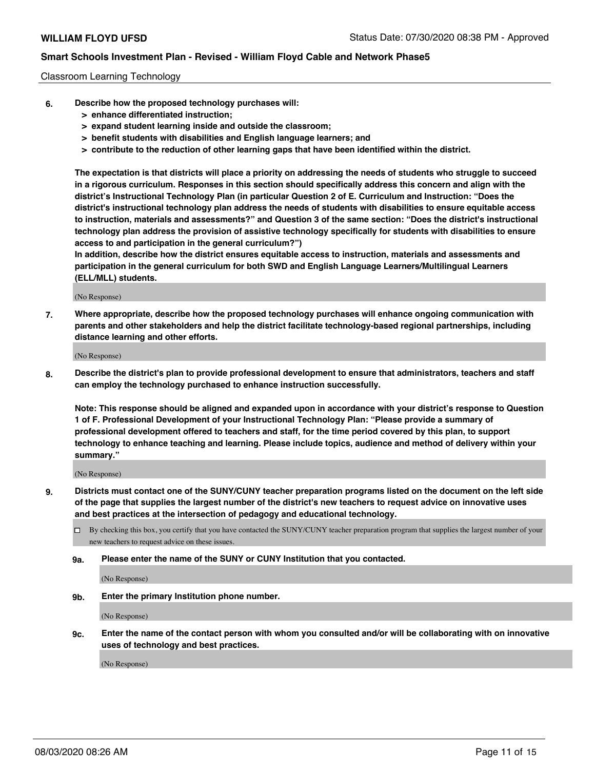Classroom Learning Technology

**6. Describe how the proposed technology purchases will:**
- **> enhance differentiated instruction;**
- **> expand student learning inside and outside the classroom;**
- **> benefit students with disabilities and English language learners; and**
- **> contribute to the reduction of other learning gaps that have been identified within the district.**

**The expectation is that districts will place a priority on addressing the needs of students who struggle to succeed in a rigorous curriculum. Responses in this section should specifically address this concern and align with the district's Instructional Technology Plan (in particular Question 2 of E. Curriculum and Instruction: "Does the district's instructional technology plan address the needs of students with disabilities to ensure equitable access to instruction, materials and assessments?" and Question 3 of the same section: "Does the district's instructional technology plan address the provision of assistive technology specifically for students with disabilities to ensure access to and participation in the general curriculum?")**

**In addition, describe how the district ensures equitable access to instruction, materials and assessments and participation in the general curriculum for both SWD and English Language Learners/Multilingual Learners (ELL/MLL) students.**

(No Response)

**7. Where appropriate, describe how the proposed technology purchases will enhance ongoing communication with parents and other stakeholders and help the district facilitate technology-based regional partnerships, including distance learning and other efforts.**

(No Response)

**8. Describe the district's plan to provide professional development to ensure that administrators, teachers and staff can employ the technology purchased to enhance instruction successfully.**

**Note: This response should be aligned and expanded upon in accordance with your district's response to Question 1 of F. Professional Development of your Instructional Technology Plan: "Please provide a summary of professional development offered to teachers and staff, for the time period covered by this plan, to support technology to enhance teaching and learning. Please include topics, audience and method of delivery within your summary."**

(No Response)

**9. Districts must contact one of the SUNY/CUNY teacher preparation programs listed on the document on the left side of the page that supplies the largest number of the district's new teachers to request advice on innovative uses and best practices at the intersection of pedagogy and educational technology.**

☐ By checking this box, you certify that you have contacted the SUNY/CUNY teacher preparation program that supplies the largest number of your new teachers to request advice on these issues.

**9a. Please enter the name of the SUNY or CUNY Institution that you contacted.**

(No Response)

**9b. Enter the primary Institution phone number.**

(No Response)

**9c. Enter the name of the contact person with whom you consulted and/or will be collaborating with on innovative uses of technology and best practices.**

(No Response)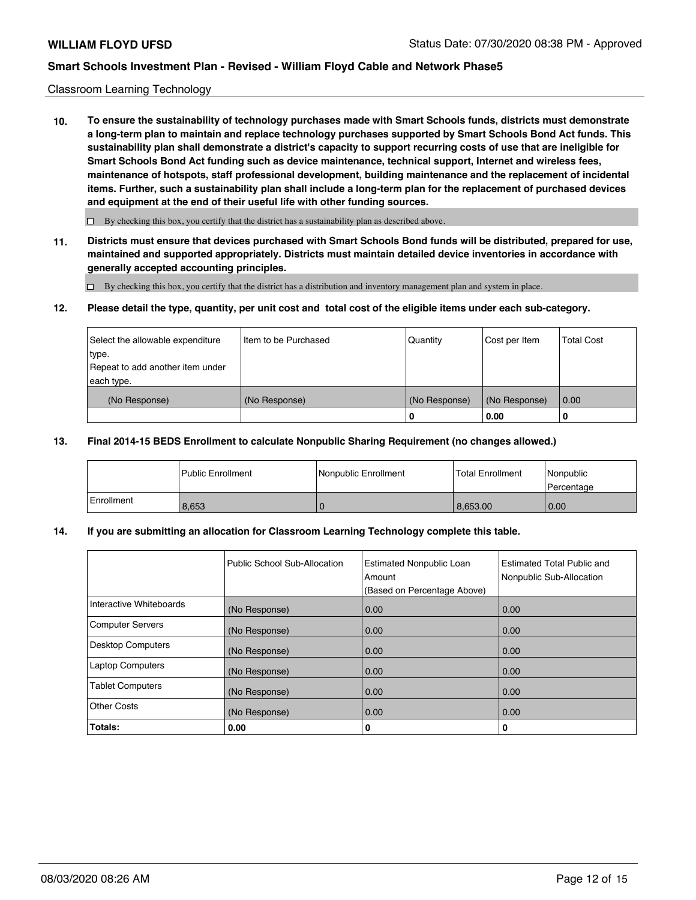Classroom Learning Technology

**10. To ensure the sustainability of technology purchases made with Smart Schools funds, districts must demonstrate a long-term plan to maintain and replace technology purchases supported by Smart Schools Bond Act funds. This sustainability plan shall demonstrate a district's capacity to support recurring costs of use that are ineligible for Smart Schools Bond Act funding such as device maintenance, technical support, Internet and wireless fees, maintenance of hotspots, staff professional development, building maintenance and the replacement of incidental items. Further, such a sustainability plan shall include a long-term plan for the replacement of purchased devices and equipment at the end of their useful life with other funding sources.**

☐ By checking this box, you certify that the district has a sustainability plan as described above.

**11. Districts must ensure that devices purchased with Smart Schools Bond funds will be distributed, prepared for use, maintained and supported appropriately. Districts must maintain detailed device inventories in accordance with generally accepted accounting principles.**

☐ By checking this box, you certify that the district has a distribution and inventory management plan and system in place.

**12. Please detail the type, quantity, per unit cost and total cost of the eligible items under each sub-category.**

| Select the allowable expenditure type. Repeat to add another item under each type. | Item to be Purchased | Quantity | Cost per Item | Total Cost |
|---|---|---|---|---|
| (No Response) | (No Response) | (No Response) | (No Response) | 0.00 |
| | | 0 | 0.00 | 0 |

**13. Final 2014-15 BEDS Enrollment to calculate Nonpublic Sharing Requirement (no changes allowed.)**

| | Public Enrollment | Nonpublic Enrollment | Total Enrollment | Nonpublic Percentage |
|---|---|---|---|---|
| Enrollment | 8,653 | 0 | 8,653.00 | 0.00 |

**14. If you are submitting an allocation for Classroom Learning Technology complete this table.**

| | Public School Sub-Allocation | Estimated Nonpublic Loan Amount (Based on Percentage Above) | Estimated Total Public and Nonpublic Sub-Allocation |
|---|---|---|---|
| Interactive Whiteboards | (No Response) | 0.00 | 0.00 |
| Computer Servers | (No Response) | 0.00 | 0.00 |
| Desktop Computers | (No Response) | 0.00 | 0.00 |
| Laptop Computers | (No Response) | 0.00 | 0.00 |
| Tablet Computers | (No Response) | 0.00 | 0.00 |
| Other Costs | (No Response) | 0.00 | 0.00 |
| **Totals:** | **0.00** | **0** | **0** |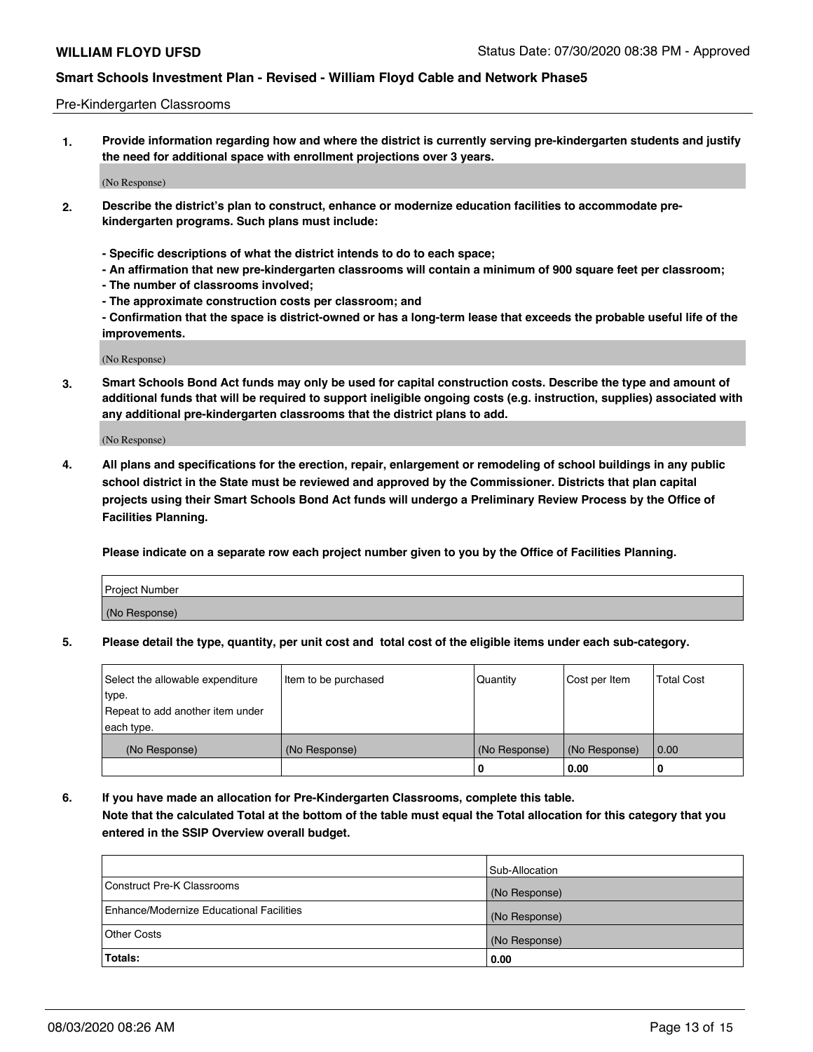Pre-Kindergarten Classrooms

**1. Provide information regarding how and where the district is currently serving pre-kindergarten students and justify the need for additional space with enrollment projections over 3 years.**

(No Response)

**2. Describe the district's plan to construct, enhance or modernize education facilities to accommodate pre-kindergarten programs. Such plans must include:**

**- Specific descriptions of what the district intends to do to each space;**
**- An affirmation that new pre-kindergarten classrooms will contain a minimum of 900 square feet per classroom;**
**- The number of classrooms involved;**
**- The approximate construction costs per classroom; and**
**- Confirmation that the space is district-owned or has a long-term lease that exceeds the probable useful life of the improvements.**

(No Response)

**3. Smart Schools Bond Act funds may only be used for capital construction costs. Describe the type and amount of additional funds that will be required to support ineligible ongoing costs (e.g. instruction, supplies) associated with any additional pre-kindergarten classrooms that the district plans to add.**

(No Response)

**4. All plans and specifications for the erection, repair, enlargement or remodeling of school buildings in any public school district in the State must be reviewed and approved by the Commissioner. Districts that plan capital projects using their Smart Schools Bond Act funds will undergo a Preliminary Review Process by the Office of Facilities Planning.**

**Please indicate on a separate row each project number given to you by the Office of Facilities Planning.**

| Project Number |
| --- |
| (No Response) |

**5. Please detail the type, quantity, per unit cost and total cost of the eligible items under each sub-category.**

| Select the allowable expenditure type. Repeat to add another item under each type. | Item to be purchased | Quantity | Cost per Item | Total Cost |
| --- | --- | --- | --- | --- |
| (No Response) | (No Response) | (No Response) | (No Response) | 0.00 |
| | | 0 | 0.00 | 0 |

**6. If you have made an allocation for Pre-Kindergarten Classrooms, complete this table. Note that the calculated Total at the bottom of the table must equal the Total allocation for this category that you entered in the SSIP Overview overall budget.**

| | Sub-Allocation |
| --- | --- |
| Construct Pre-K Classrooms | (No Response) |
| Enhance/Modernize Educational Facilities | (No Response) |
| Other Costs | (No Response) |
| **Totals:** | **0.00** |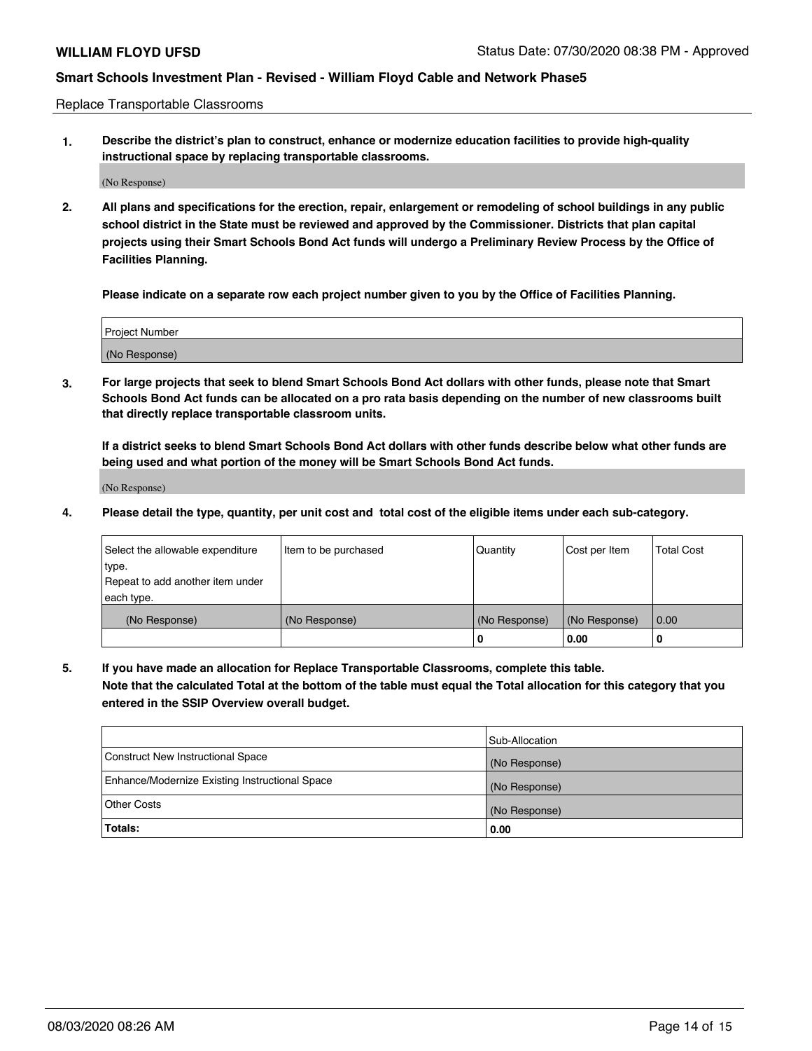Replace Transportable Classrooms

**1. Describe the district's plan to construct, enhance or modernize education facilities to provide high-quality instructional space by replacing transportable classrooms.**

(No Response)

**2. All plans and specifications for the erection, repair, enlargement or remodeling of school buildings in any public school district in the State must be reviewed and approved by the Commissioner. Districts that plan capital projects using their Smart Schools Bond Act funds will undergo a Preliminary Review Process by the Office of Facilities Planning.**

**Please indicate on a separate row each project number given to you by the Office of Facilities Planning.**

| Project Number |
|---|
| (No Response) |

**3. For large projects that seek to blend Smart Schools Bond Act dollars with other funds, please note that Smart Schools Bond Act funds can be allocated on a pro rata basis depending on the number of new classrooms built that directly replace transportable classroom units.**

**If a district seeks to blend Smart Schools Bond Act dollars with other funds describe below what other funds are being used and what portion of the money will be Smart Schools Bond Act funds.**

(No Response)

**4. Please detail the type, quantity, per unit cost and total cost of the eligible items under each sub-category.**

| Select the allowable expenditure type. Repeat to add another item under each type. | Item to be purchased | Quantity | Cost per Item | Total Cost |
|---|---|---|---|---|
| (No Response) | (No Response) | (No Response) | (No Response) | 0.00 |
| | | **0** | **0.00** | **0** |

**5. If you have made an allocation for Replace Transportable Classrooms, complete this table. Note that the calculated Total at the bottom of the table must equal the Total allocation for this category that you entered in the SSIP Overview overall budget.**

| | Sub-Allocation |
|---|---|
| Construct New Instructional Space | (No Response) |
| Enhance/Modernize Existing Instructional Space | (No Response) |
| Other Costs | (No Response) |
| **Totals:** | **0.00** |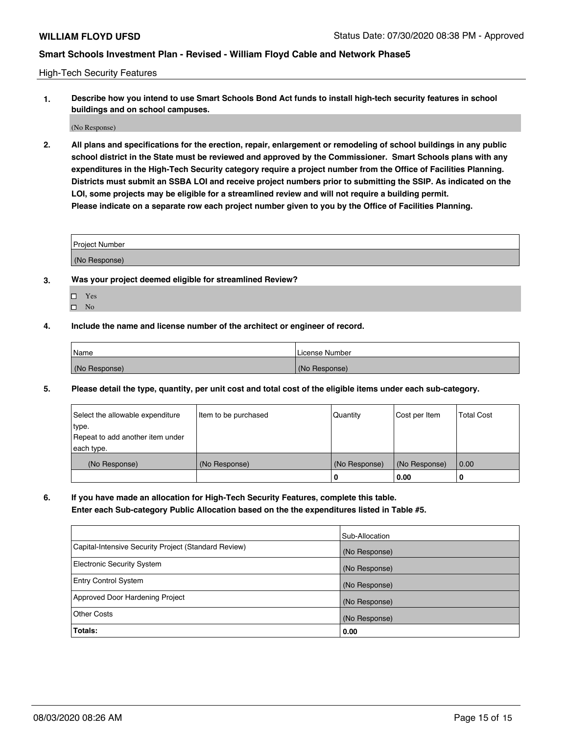High-Tech Security Features

**1. Describe how you intend to use Smart Schools Bond Act funds to install high-tech security features in school buildings and on school campuses.**

(No Response)

**2. All plans and specifications for the erection, repair, enlargement or remodeling of school buildings in any public school district in the State must be reviewed and approved by the Commissioner. Smart Schools plans with any expenditures in the High-Tech Security category require a project number from the Office of Facilities Planning. Districts must submit an SSBA LOI and receive project numbers prior to submitting the SSIP. As indicated on the LOI, some projects may be eligible for a streamlined review and will not require a building permit. Please indicate on a separate row each project number given to you by the Office of Facilities Planning.**

| Project Number |
|---|
| (No Response) |

**3. Was your project deemed eligible for streamlined Review?**

- ☐ Yes
- ☐ No

**4. Include the name and license number of the architect or engineer of record.**

| Name | License Number |
|---|---|
| (No Response) | (No Response) |

**5. Please detail the type, quantity, per unit cost and total cost of the eligible items under each sub-category.**

| Select the allowable expenditure type. Repeat to add another item under each type. | Item to be purchased | Quantity | Cost per Item | Total Cost |
|---|---|---|---|---|
| (No Response) | (No Response) | (No Response) | (No Response) | 0.00 |
| | | 0 | 0.00 | 0 |

**6. If you have made an allocation for High-Tech Security Features, complete this table. Enter each Sub-category Public Allocation based on the the expenditures listed in Table #5.**

| | Sub-Allocation |
|---|---|
| Capital-Intensive Security Project (Standard Review) | (No Response) |
| Electronic Security System | (No Response) |
| Entry Control System | (No Response) |
| Approved Door Hardening Project | (No Response) |
| Other Costs | (No Response) |
| **Totals:** | **0.00** |